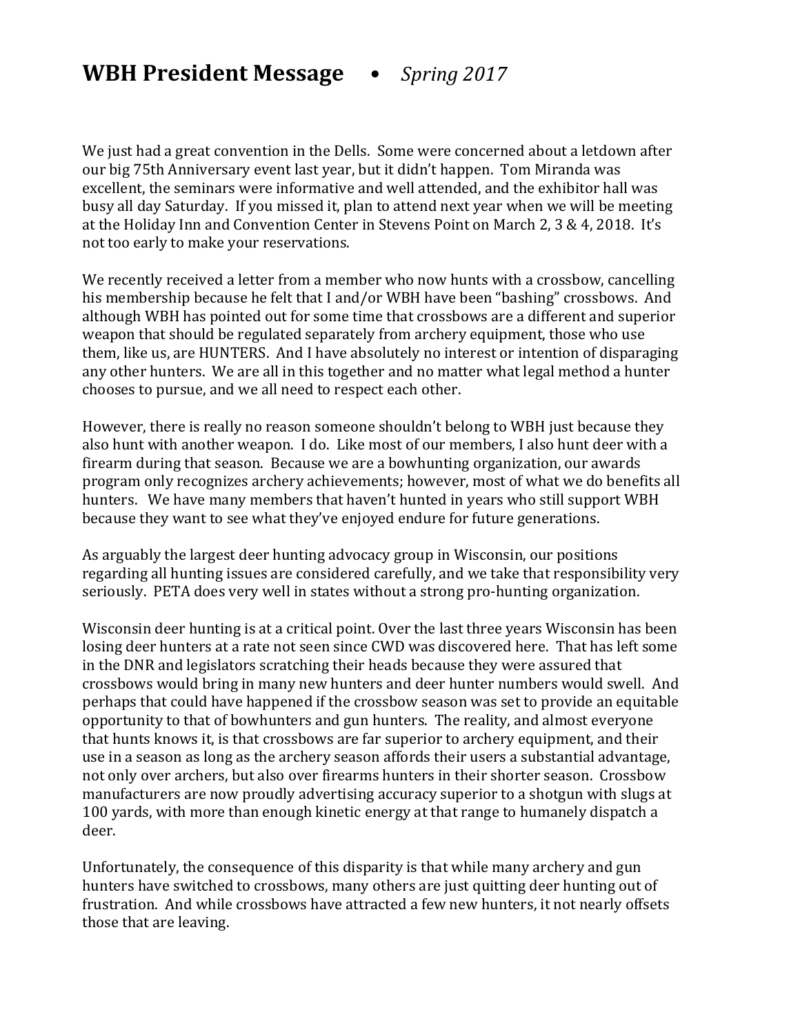# **WBH President Message** • *Spring 2017*

We just had a great convention in the Dells. Some were concerned about a letdown after our big 75th Anniversary event last year, but it didn't happen. Tom Miranda was excellent, the seminars were informative and well attended, and the exhibitor hall was busy all day Saturday. If you missed it, plan to attend next year when we will be meeting at the Holiday Inn and Convention Center in Stevens Point on March 2, 3 & 4, 2018. It's not too early to make your reservations.

We recently received a letter from a member who now hunts with a crossbow, cancelling his membership because he felt that I and/or WBH have been "bashing" crossbows. And although WBH has pointed out for some time that crossbows are a different and superior weapon that should be regulated separately from archery equipment, those who use them, like us, are HUNTERS. And I have absolutely no interest or intention of disparaging any other hunters. We are all in this together and no matter what legal method a hunter chooses to pursue, and we all need to respect each other.

However, there is really no reason someone shouldn't belong to WBH just because they also hunt with another weapon. I do. Like most of our members, I also hunt deer with a firearm during that season. Because we are a bowhunting organization, our awards program only recognizes archery achievements; however, most of what we do benefits all hunters. We have many members that haven't hunted in years who still support WBH because they want to see what they've enjoyed endure for future generations.

As arguably the largest deer hunting advocacy group in Wisconsin, our positions regarding all hunting issues are considered carefully, and we take that responsibility very seriously. PETA does very well in states without a strong pro-hunting organization.

Wisconsin deer hunting is at a critical point. Over the last three years Wisconsin has been losing deer hunters at a rate not seen since CWD was discovered here. That has left some in the DNR and legislators scratching their heads because they were assured that crossbows would bring in many new hunters and deer hunter numbers would swell. And perhaps that could have happened if the crossbow season was set to provide an equitable opportunity to that of bowhunters and gun hunters. The reality, and almost everyone that hunts knows it, is that crossbows are far superior to archery equipment, and their use in a season as long as the archery season affords their users a substantial advantage, not only over archers, but also over firearms hunters in their shorter season. Crossbow manufacturers are now proudly advertising accuracy superior to a shotgun with slugs at 100 yards, with more than enough kinetic energy at that range to humanely dispatch a deer.

Unfortunately, the consequence of this disparity is that while many archery and gun hunters have switched to crossbows, many others are just quitting deer hunting out of frustration. And while crossbows have attracted a few new hunters, it not nearly offsets those that are leaving.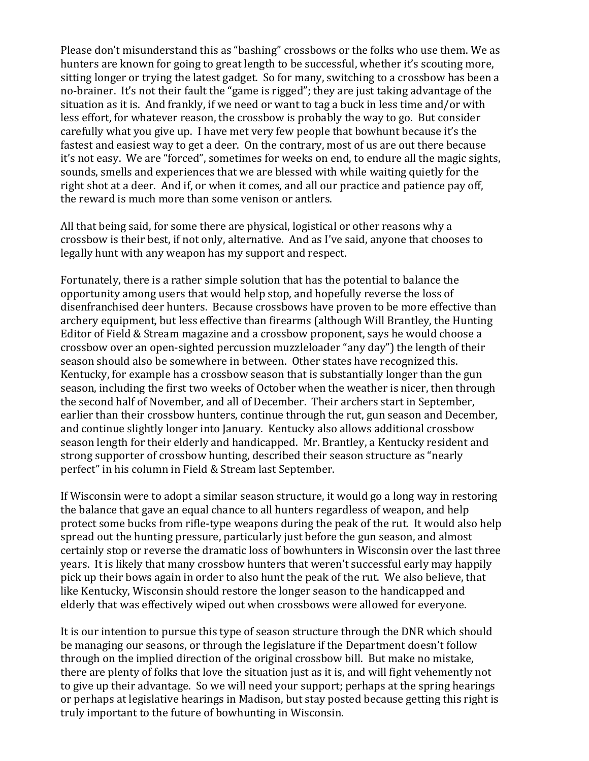Please don't misunderstand this as "bashing" crossbows or the folks who use them. We as hunters are known for going to great length to be successful, whether it's scouting more, sitting longer or trying the latest gadget. So for many, switching to a crossbow has been a no-brainer. It's not their fault the "game is rigged"; they are just taking advantage of the situation as it is. And frankly, if we need or want to tag a buck in less time and/or with less effort, for whatever reason, the crossbow is probably the way to go. But consider carefully what you give up. I have met very few people that bowhunt because it's the fastest and easiest way to get a deer. On the contrary, most of us are out there because it's not easy. We are "forced", sometimes for weeks on end, to endure all the magic sights, sounds, smells and experiences that we are blessed with while waiting quietly for the right shot at a deer. And if, or when it comes, and all our practice and patience pay off, the reward is much more than some venison or antlers.

All that being said, for some there are physical, logistical or other reasons why a crossbow is their best, if not only, alternative. And as I've said, anyone that chooses to legally hunt with any weapon has my support and respect.

Fortunately, there is a rather simple solution that has the potential to balance the opportunity among users that would help stop, and hopefully reverse the loss of disenfranchised deer hunters. Because crossbows have proven to be more effective than archery equipment, but less effective than firearms (although Will Brantley, the Hunting Editor of Field & Stream magazine and a crossbow proponent, says he would choose a crossbow over an open-sighted percussion muzzleloader "any day") the length of their season should also be somewhere in between. Other states have recognized this. Kentucky, for example has a crossbow season that is substantially longer than the gun season, including the first two weeks of October when the weather is nicer, then through the second half of November, and all of December. Their archers start in September, earlier than their crossbow hunters, continue through the rut, gun season and December, and continue slightly longer into January. Kentucky also allows additional crossbow season length for their elderly and handicapped. Mr. Brantley, a Kentucky resident and strong supporter of crossbow hunting, described their season structure as "nearly perfect" in his column in Field & Stream last September.

If Wisconsin were to adopt a similar season structure, it would go a long way in restoring the balance that gave an equal chance to all hunters regardless of weapon, and help protect some bucks from rifle-type weapons during the peak of the rut. It would also help spread out the hunting pressure, particularly just before the gun season, and almost certainly stop or reverse the dramatic loss of bowhunters in Wisconsin over the last three years. It is likely that many crossbow hunters that weren't successful early may happily pick up their bows again in order to also hunt the peak of the rut. We also believe, that like Kentucky, Wisconsin should restore the longer season to the handicapped and elderly that was effectively wiped out when crossbows were allowed for everyone.

It is our intention to pursue this type of season structure through the DNR which should be managing our seasons, or through the legislature if the Department doesn't follow through on the implied direction of the original crossbow bill. But make no mistake, there are plenty of folks that love the situation just as it is, and will fight vehemently not to give up their advantage. So we will need your support; perhaps at the spring hearings or perhaps at legislative hearings in Madison, but stay posted because getting this right is truly important to the future of bowhunting in Wisconsin.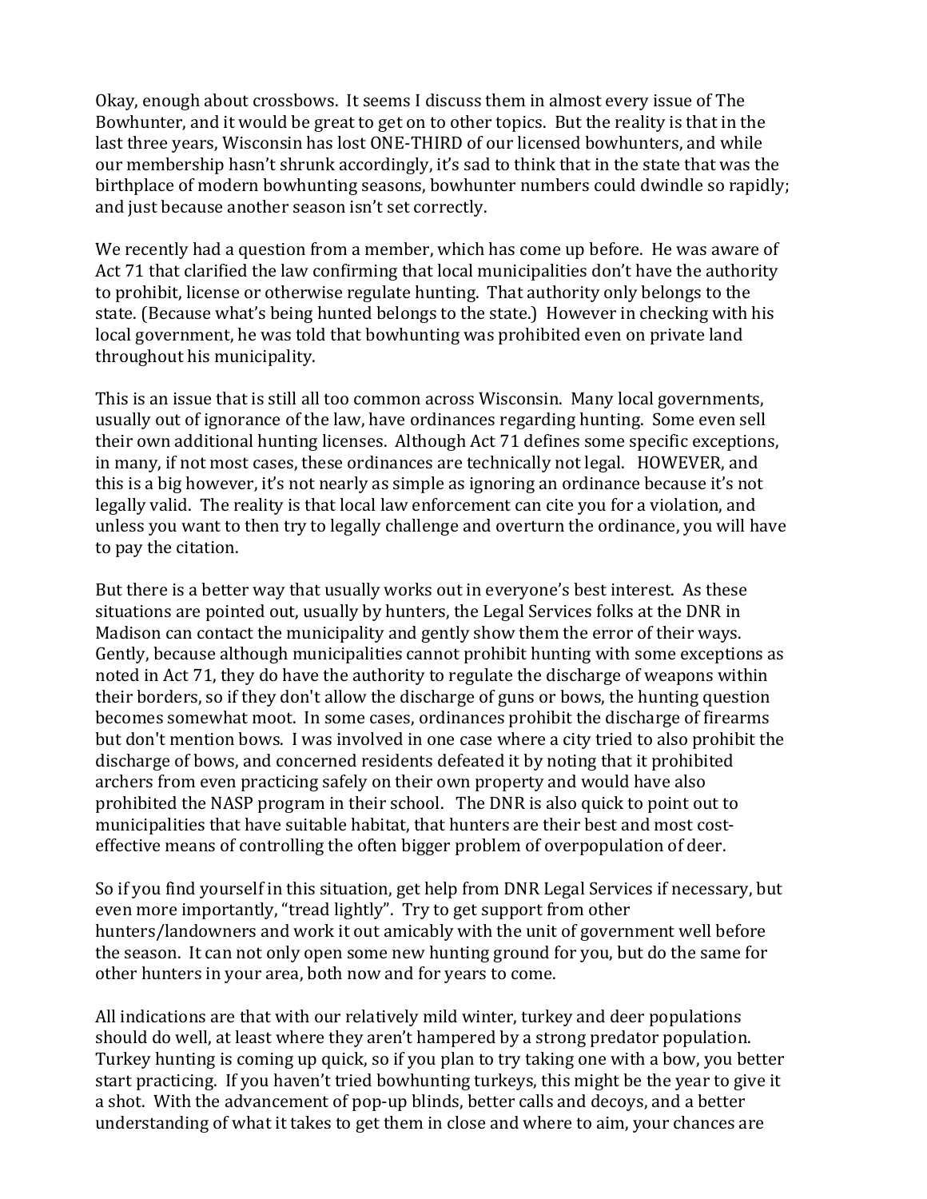Okay, enough about crossbows. It seems I discuss them in almost every issue of The Bowhunter, and it would be great to get on to other topics. But the reality is that in the last three years, Wisconsin has lost ONE-THIRD of our licensed bowhunters, and while our membership hasn't shrunk accordingly, it's sad to think that in the state that was the birthplace of modern bowhunting seasons, bowhunter numbers could dwindle so rapidly; and just because another season isn't set correctly.

We recently had a question from a member, which has come up before. He was aware of Act 71 that clarified the law confirming that local municipalities don't have the authority to prohibit, license or otherwise regulate hunting. That authority only belongs to the state. (Because what's being hunted belongs to the state.) However in checking with his local government, he was told that bowhunting was prohibited even on private land throughout his municipality.

This is an issue that is still all too common across Wisconsin. Many local governments, usually out of ignorance of the law, have ordinances regarding hunting. Some even sell their own additional hunting licenses. Although Act 71 defines some specific exceptions, in many, if not most cases, these ordinances are technically not legal. HOWEVER, and this is a big however, it's not nearly as simple as ignoring an ordinance because it's not legally valid. The reality is that local law enforcement can cite you for a violation, and unless you want to then try to legally challenge and overturn the ordinance, you will have to pay the citation.

But there is a better way that usually works out in everyone's best interest. As these situations are pointed out, usually by hunters, the Legal Services folks at the DNR in Madison can contact the municipality and gently show them the error of their ways. Gently, because although municipalities cannot prohibit hunting with some exceptions as noted in Act 71, they do have the authority to regulate the discharge of weapons within their borders, so if they don't allow the discharge of guns or bows, the hunting question becomes somewhat moot. In some cases, ordinances prohibit the discharge of firearms but don't mention bows. I was involved in one case where a city tried to also prohibit the discharge of bows, and concerned residents defeated it by noting that it prohibited archers from even practicing safely on their own property and would have also prohibited the NASP program in their school. The DNR is also quick to point out to municipalities that have suitable habitat, that hunters are their best and most cost-effective means of controlling the often bigger problem of overpopulation of deer.

So if you find yourself in this situation, get help from DNR Legal Services if necessary, but even more importantly, "tread lightly". Try to get support from other hunters/landowners and work it out amicably with the unit of government well before the season. It can not only open some new hunting ground for you, but do the same for other hunters in your area, both now and for years to come.

All indications are that with our relatively mild winter, turkey and deer populations should do well, at least where they aren't hampered by a strong predator population. Turkey hunting is coming up quick, so if you plan to try taking one with a bow, you better start practicing. If you haven't tried bowhunting turkeys, this might be the year to give it a shot. With the advancement of pop-up blinds, better calls and decoys, and a better understanding of what it takes to get them in close and where to aim, your chances are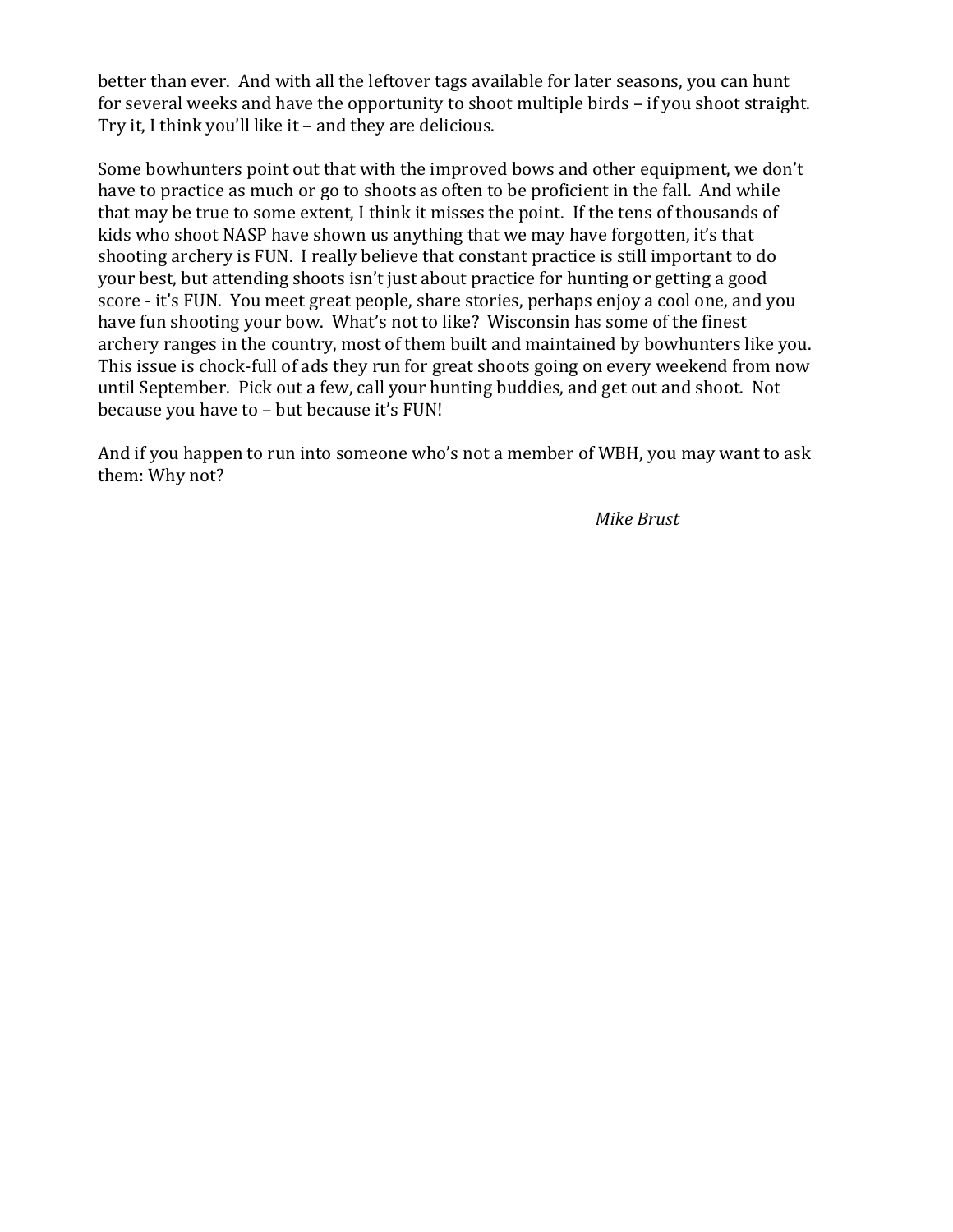better than ever.  And with all the leftover tags available for later seasons, you can hunt for several weeks and have the opportunity to shoot multiple birds – if you shoot straight.  Try it, I think you'll like it – and they are delicious.

Some bowhunters point out that with the improved bows and other equipment, we don't have to practice as much or go to shoots as often to be proficient in the fall.  And while that may be true to some extent, I think it misses the point.  If the tens of thousands of kids who shoot NASP have shown us anything that we may have forgotten, it's that shooting archery is FUN.  I really believe that constant practice is still important to do your best, but attending shoots isn't just about practice for hunting or getting a good score - it's FUN.  You meet great people, share stories, perhaps enjoy a cool one, and you have fun shooting your bow.  What's not to like?  Wisconsin has some of the finest archery ranges in the country, most of them built and maintained by bowhunters like you.  This issue is chock-full of ads they run for great shoots going on every weekend from now until September.  Pick out a few, call your hunting buddies, and get out and shoot.  Not because you have to – but because it's FUN!

And if you happen to run into someone who's not a member of WBH, you may want to ask them: Why not?

*Mike Brust*